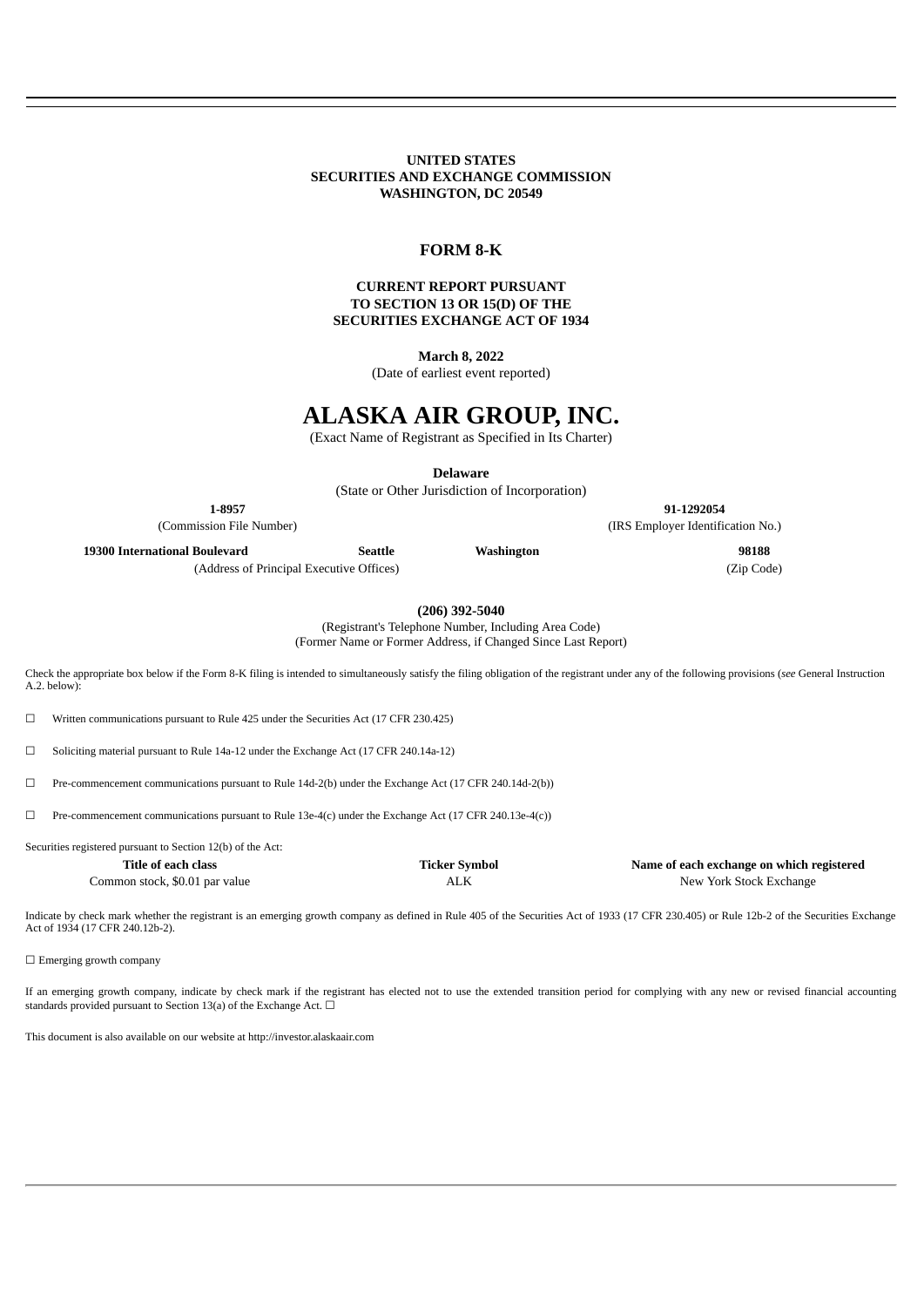**UNITED STATES**
**SECURITIES AND EXCHANGE COMMISSION**
**WASHINGTON, DC 20549**

# FORM 8-K

**CURRENT REPORT PURSUANT**
**TO SECTION 13 OR 15(D) OF THE**
**SECURITIES EXCHANGE ACT OF 1934**

**March 8, 2022**
(Date of earliest event reported)

# ALASKA AIR GROUP, INC.

(Exact Name of Registrant as Specified in Its Charter)

**Delaware**
(State or Other Jurisdiction of Incorporation)

| **1-8957** | **91-1292054** |
|---|---|
| (Commission File Number) | (IRS Employer Identification No.) |

| **19300 International Boulevard** | **Seattle** | **Washington** | **98188** |
|---|---|---|---|
| (Address of Principal Executive Offices) | | | (Zip Code) |

**(206) 392-5040**
(Registrant's Telephone Number, Including Area Code)
(Former Name or Former Address, if Changed Since Last Report)

Check the appropriate box below if the Form 8-K filing is intended to simultaneously satisfy the filing obligation of the registrant under any of the following provisions (*see* General Instruction A.2. below):

☐ Written communications pursuant to Rule 425 under the Securities Act (17 CFR 230.425)

☐ Soliciting material pursuant to Rule 14a-12 under the Exchange Act (17 CFR 240.14a-12)

☐ Pre-commencement communications pursuant to Rule 14d-2(b) under the Exchange Act (17 CFR 240.14d-2(b))

☐ Pre-commencement communications pursuant to Rule 13e-4(c) under the Exchange Act (17 CFR 240.13e-4(c))

Securities registered pursuant to Section 12(b) of the Act:

| Title of each class | Ticker Symbol | Name of each exchange on which registered |
|---|---|---|
| Common stock, $0.01 par value | ALK | New York Stock Exchange |

Indicate by check mark whether the registrant is an emerging growth company as defined in Rule 405 of the Securities Act of 1933 (17 CFR 230.405) or Rule 12b-2 of the Securities Exchange Act of 1934 (17 CFR 240.12b-2).

☐ Emerging growth company

If an emerging growth company, indicate by check mark if the registrant has elected not to use the extended transition period for complying with any new or revised financial accounting standards provided pursuant to Section 13(a) of the Exchange Act. ☐

This document is also available on our website at http://investor.alaskaair.com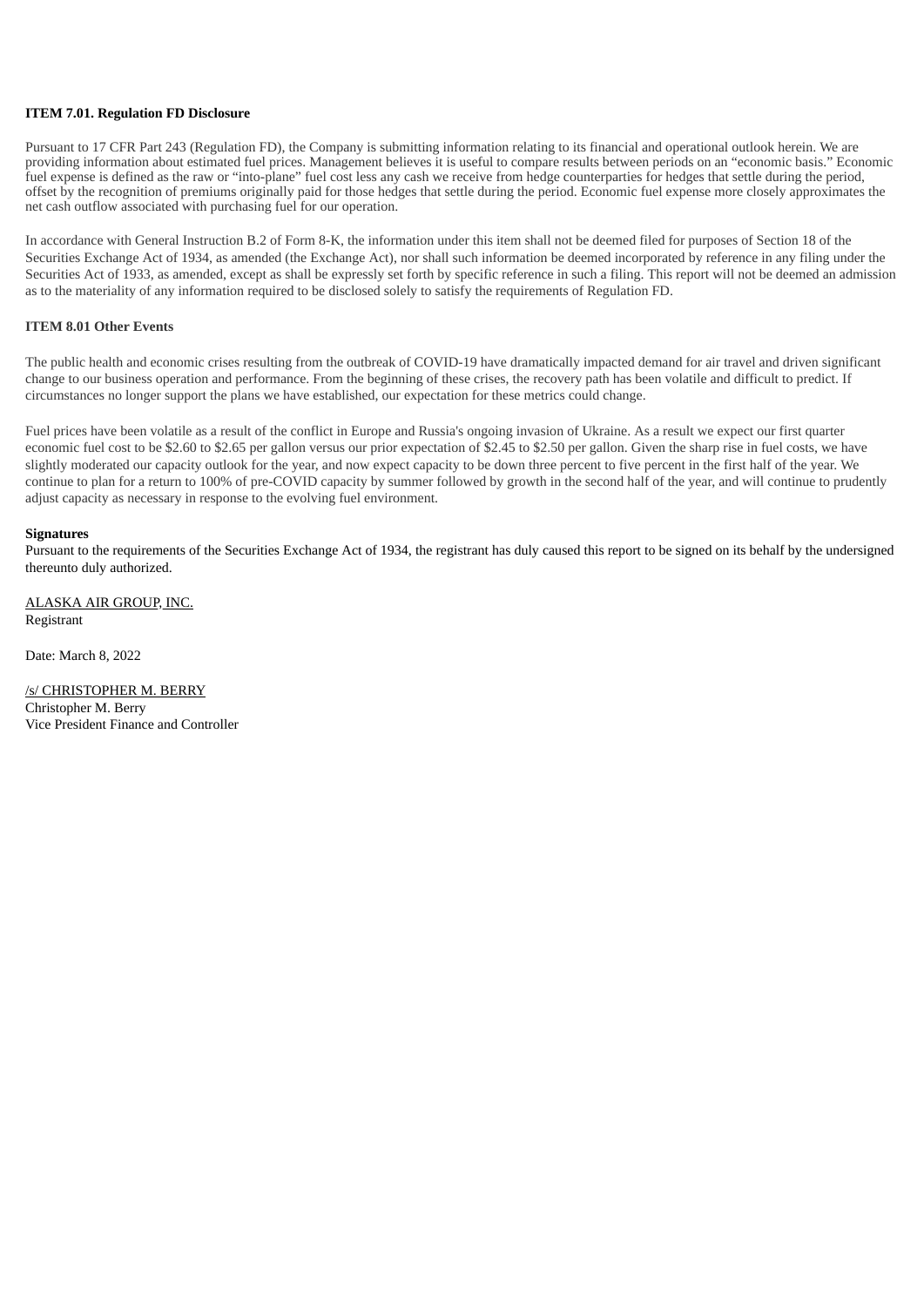**ITEM 7.01. Regulation FD Disclosure**

Pursuant to 17 CFR Part 243 (Regulation FD), the Company is submitting information relating to its financial and operational outlook herein. We are providing information about estimated fuel prices. Management believes it is useful to compare results between periods on an "economic basis." Economic fuel expense is defined as the raw or "into-plane" fuel cost less any cash we receive from hedge counterparties for hedges that settle during the period, offset by the recognition of premiums originally paid for those hedges that settle during the period. Economic fuel expense more closely approximates the net cash outflow associated with purchasing fuel for our operation.

In accordance with General Instruction B.2 of Form 8-K, the information under this item shall not be deemed filed for purposes of Section 18 of the Securities Exchange Act of 1934, as amended (the Exchange Act), nor shall such information be deemed incorporated by reference in any filing under the Securities Act of 1933, as amended, except as shall be expressly set forth by specific reference in such a filing. This report will not be deemed an admission as to the materiality of any information required to be disclosed solely to satisfy the requirements of Regulation FD.

**ITEM 8.01 Other Events**

The public health and economic crises resulting from the outbreak of COVID-19 have dramatically impacted demand for air travel and driven significant change to our business operation and performance. From the beginning of these crises, the recovery path has been volatile and difficult to predict. If circumstances no longer support the plans we have established, our expectation for these metrics could change.

Fuel prices have been volatile as a result of the conflict in Europe and Russia's ongoing invasion of Ukraine. As a result we expect our first quarter economic fuel cost to be $2.60 to $2.65 per gallon versus our prior expectation of $2.45 to $2.50 per gallon. Given the sharp rise in fuel costs, we have slightly moderated our capacity outlook for the year, and now expect capacity to be down three percent to five percent in the first half of the year. We continue to plan for a return to 100% of pre-COVID capacity by summer followed by growth in the second half of the year, and will continue to prudently adjust capacity as necessary in response to the evolving fuel environment.

**Signatures**

Pursuant to the requirements of the Securities Exchange Act of 1934, the registrant has duly caused this report to be signed on its behalf by the undersigned thereunto duly authorized.

ALASKA AIR GROUP, INC.
Registrant

Date: March 8, 2022

/s/ CHRISTOPHER M. BERRY
Christopher M. Berry
Vice President Finance and Controller